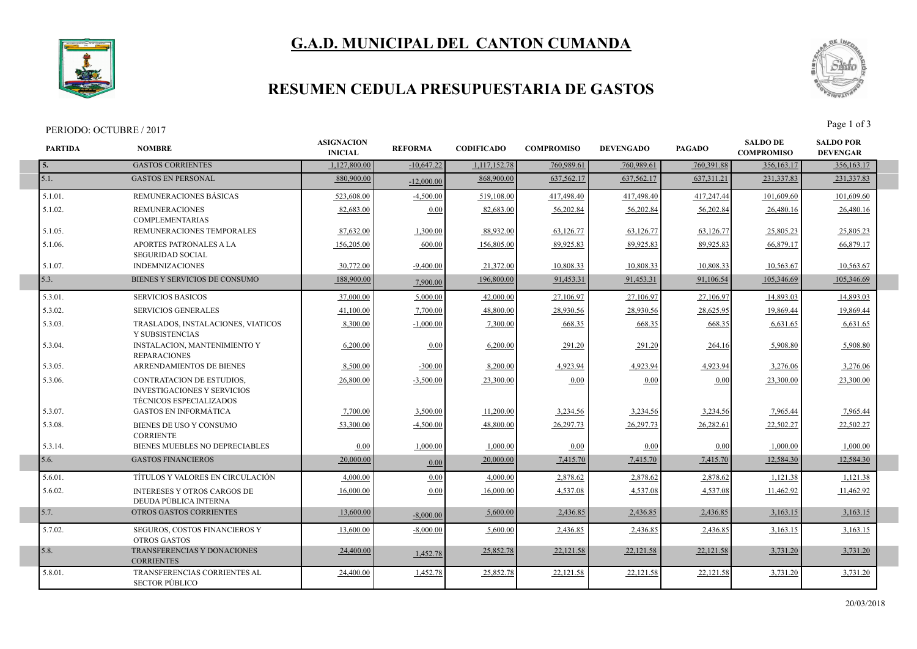# G.A.D. MUNICIPAL DEL CANTON CUMANDA

## RESUMEN CEDULA PRESUPUESTARIA DE GASTOS

PERIODO: OCTUBRE / 2017

| PARTIDA | NOMBRE | ASIGNACION INICIAL | REFORMA | CODIFICADO | COMPROMISO | DEVENGADO | PAGADO | SALDO DE COMPROMISO | SALDO POR DEVENGAR |
|---|---|---|---|---|---|---|---|---|---|
| 5. | GASTOS CORRIENTES | 1,127,800.00 | -10,647.22 | 1,117,152.78 | 760,989.61 | 760,989.61 | 760,391.88 | 356,163.17 | 356,163.17 |
| 5.1. | GASTOS EN PERSONAL | 880,900.00 | -12,000.00 | 868,900.00 | 637,562.17 | 637,562.17 | 637,311.21 | 231,337.83 | 231,337.83 |
| 5.1.01. | REMUNERACIONES BÁSICAS | 523,608.00 | -4,500.00 | 519,108.00 | 417,498.40 | 417,498.40 | 417,247.44 | 101,609.60 | 101,609.60 |
| 5.1.02. | REMUNERACIONES COMPLEMENTARIAS | 82,683.00 | 0.00 | 82,683.00 | 56,202.84 | 56,202.84 | 56,202.84 | 26,480.16 | 26,480.16 |
| 5.1.05. | REMUNERACIONES TEMPORALES | 87,632.00 | 1,300.00 | 88,932.00 | 63,126.77 | 63,126.77 | 63,126.77 | 25,805.23 | 25,805.23 |
| 5.1.06. | APORTES PATRONALES A LA SEGURIDAD SOCIAL | 156,205.00 | 600.00 | 156,805.00 | 89,925.83 | 89,925.83 | 89,925.83 | 66,879.17 | 66,879.17 |
| 5.1.07. | INDEMNIZACIONES | 30,772.00 | -9,400.00 | 21,372.00 | 10,808.33 | 10,808.33 | 10,808.33 | 10,563.67 | 10,563.67 |
| 5.3. | BIENES Y SERVICIOS DE CONSUMO | 188,900.00 | 7,900.00 | 196,800.00 | 91,453.31 | 91,453.31 | 91,106.54 | 105,346.69 | 105,346.69 |
| 5.3.01. | SERVICIOS BASICOS | 37,000.00 | 5,000.00 | 42,000.00 | 27,106.97 | 27,106.97 | 27,106.97 | 14,893.03 | 14,893.03 |
| 5.3.02. | SERVICIOS GENERALES | 41,100.00 | 7,700.00 | 48,800.00 | 28,930.56 | 28,930.56 | 28,625.95 | 19,869.44 | 19,869.44 |
| 5.3.03. | TRASLADOS, INSTALACIONES, VIATICOS Y SUBSISTENCIAS | 8,300.00 | -1,000.00 | 7,300.00 | 668.35 | 668.35 | 668.35 | 6,631.65 | 6,631.65 |
| 5.3.04. | INSTALACION, MANTENIMIENTO Y REPARACIONES | 6,200.00 | 0.00 | 6,200.00 | 291.20 | 291.20 | 264.16 | 5,908.80 | 5,908.80 |
| 5.3.05. | ARRENDAMIENTOS DE BIENES | 8,500.00 | -300.00 | 8,200.00 | 4,923.94 | 4,923.94 | 4,923.94 | 3,276.06 | 3,276.06 |
| 5.3.06. | CONTRATACION DE ESTUDIOS, INVESTIGACIONES Y SERVICIOS TÉCNICOS ESPECIALIZADOS | 26,800.00 | -3,500.00 | 23,300.00 | 0.00 | 0.00 | 0.00 | 23,300.00 | 23,300.00 |
| 5.3.07. | GASTOS EN INFORMÁTICA | 7,700.00 | 3,500.00 | 11,200.00 | 3,234.56 | 3,234.56 | 3,234.56 | 7,965.44 | 7,965.44 |
| 5.3.08. | BIENES DE USO Y CONSUMO CORRIENTE | 53,300.00 | -4,500.00 | 48,800.00 | 26,297.73 | 26,297.73 | 26,282.61 | 22,502.27 | 22,502.27 |
| 5.3.14. | BIENES MUEBLES NO DEPRECIABLES | 0.00 | 1,000.00 | 1,000.00 | 0.00 | 0.00 | 0.00 | 1,000.00 | 1,000.00 |
| 5.6. | GASTOS FINANCIEROS | 20,000.00 | 0.00 | 20,000.00 | 7,415.70 | 7,415.70 | 7,415.70 | 12,584.30 | 12,584.30 |
| 5.6.01. | TÍTULOS Y VALORES EN CIRCULACIÓN | 4,000.00 | 0.00 | 4,000.00 | 2,878.62 | 2,878.62 | 2,878.62 | 1,121.38 | 1,121.38 |
| 5.6.02. | INTERESES Y OTROS CARGOS DE DEUDA PÚBLICA INTERNA | 16,000.00 | 0.00 | 16,000.00 | 4,537.08 | 4,537.08 | 4,537.08 | 11,462.92 | 11,462.92 |
| 5.7. | OTROS GASTOS CORRIENTES | 13,600.00 | -8,000.00 | 5,600.00 | 2,436.85 | 2,436.85 | 2,436.85 | 3,163.15 | 3,163.15 |
| 5.7.02. | SEGUROS, COSTOS FINANCIEROS Y OTROS GASTOS | 13,600.00 | -8,000.00 | 5,600.00 | 2,436.85 | 2,436.85 | 2,436.85 | 3,163.15 | 3,163.15 |
| 5.8. | TRANSFERENCIAS Y DONACIONES CORRIENTES | 24,400.00 | 1,452.78 | 25,852.78 | 22,121.58 | 22,121.58 | 22,121.58 | 3,731.20 | 3,731.20 |
| 5.8.01. | TRANSFERENCIAS CORRIENTES AL SECTOR PÚBLICO | 24,400.00 | 1,452.78 | 25,852.78 | 22,121.58 | 22,121.58 | 22,121.58 | 3,731.20 | 3,731.20 |

20/03/2018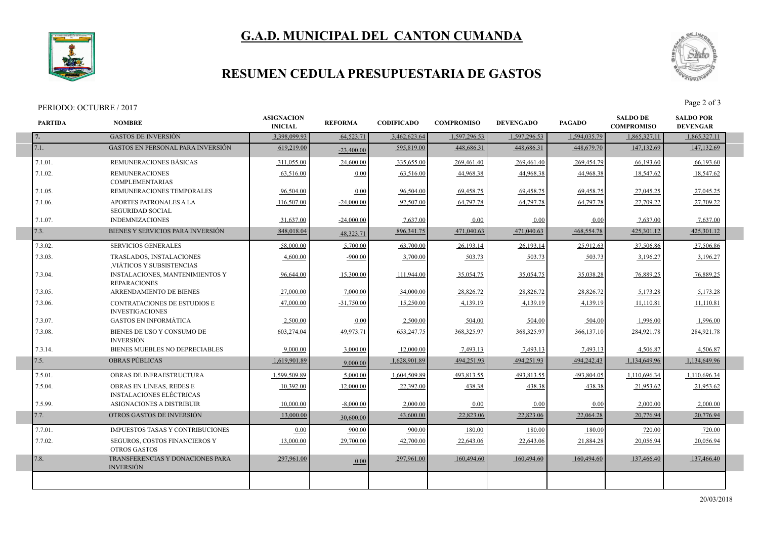# G.A.D. MUNICIPAL DEL CANTON CUMANDA

## RESUMEN CEDULA PRESUPUESTARIA DE GASTOS

PERIODO: OCTUBRE / 2017

| PARTIDA | NOMBRE | ASIGNACION INICIAL | REFORMA | CODIFICADO | COMPROMISO | DEVENGADO | PAGADO | SALDO DE COMPROMISO | SALDO POR DEVENGAR |
|---|---|---|---|---|---|---|---|---|---|
| 7. | GASTOS DE INVERSIÓN | 3,398,099.93 | 64,523.71 | 3,462,623.64 | 1,597,296.53 | 1,597,296.53 | 1,594,035.79 | 1,865,327.11 | 1,865,327.11 |
| 7.1. | GASTOS EN PERSONAL PARA INVERSIÓN | 619,219.00 | -23,400.00 | 595,819.00 | 448,686.31 | 448,686.31 | 448,679.70 | 147,132.69 | 147,132.69 |
| 7.1.01. | REMUNERACIONES BÁSICAS | 311,055.00 | 24,600.00 | 335,655.00 | 269,461.40 | 269,461.40 | 269,454.79 | 66,193.60 | 66,193.60 |
| 7.1.02. | REMUNERACIONES COMPLEMENTARIAS | 63,516.00 | 0.00 | 63,516.00 | 44,968.38 | 44,968.38 | 44,968.38 | 18,547.62 | 18,547.62 |
| 7.1.05. | REMUNERACIONES TEMPORALES | 96,504.00 | 0.00 | 96,504.00 | 69,458.75 | 69,458.75 | 69,458.75 | 27,045.25 | 27,045.25 |
| 7.1.06. | APORTES PATRONALES A LA SEGURIDAD SOCIAL | 116,507.00 | -24,000.00 | 92,507.00 | 64,797.78 | 64,797.78 | 64,797.78 | 27,709.22 | 27,709.22 |
| 7.1.07. | INDEMNIZACIONES | 31,637.00 | -24,000.00 | 7,637.00 | 0.00 | 0.00 | 0.00 | 7,637.00 | 7,637.00 |
| 7.3. | BIENES Y SERVICIOS PARA INVERSIÓN | 848,018.04 | 48,323.71 | 896,341.75 | 471,040.63 | 471,040.63 | 468,554.78 | 425,301.12 | 425,301.12 |
| 7.3.02. | SERVICIOS GENERALES | 58,000.00 | 5,700.00 | 63,700.00 | 26,193.14 | 26,193.14 | 25,912.63 | 37,506.86 | 37,506.86 |
| 7.3.03. | TRASLADOS, INSTALACIONES ,VIÁTICOS Y SUBSISTENCIAS | 4,600.00 | -900.00 | 3,700.00 | 503.73 | 503.73 | 503.73 | 3,196.27 | 3,196.27 |
| 7.3.04. | INSTALACIONES, MANTENIMIENTOS Y REPARACIONES | 96,644.00 | 15,300.00 | 111,944.00 | 35,054.75 | 35,054.75 | 35,038.28 | 76,889.25 | 76,889.25 |
| 7.3.05. | ARRENDAMIENTO DE BIENES | 27,000.00 | 7,000.00 | 34,000.00 | 28,826.72 | 28,826.72 | 28,826.72 | 5,173.28 | 5,173.28 |
| 7.3.06. | CONTRATACIONES DE ESTUDIOS E INVESTIGACIONES | 47,000.00 | -31,750.00 | 15,250.00 | 4,139.19 | 4,139.19 | 4,139.19 | 11,110.81 | 11,110.81 |
| 7.3.07. | GASTOS EN INFORMÁTICA | 2,500.00 | 0.00 | 2,500.00 | 504.00 | 504.00 | 504.00 | 1,996.00 | 1,996.00 |
| 7.3.08. | BIENES DE USO Y CONSUMO DE INVERSIÓN | 603,274.04 | 49,973.71 | 653,247.75 | 368,325.97 | 368,325.97 | 366,137.10 | 284,921.78 | 284,921.78 |
| 7.3.14. | BIENES MUEBLES NO DEPRECIABLES | 9,000.00 | 3,000.00 | 12,000.00 | 7,493.13 | 7,493.13 | 7,493.13 | 4,506.87 | 4,506.87 |
| 7.5. | OBRAS PÚBLICAS | 1,619,901.89 | 9,000.00 | 1,628,901.89 | 494,251.93 | 494,251.93 | 494,242.43 | 1,134,649.96 | 1,134,649.96 |
| 7.5.01. | OBRAS DE INFRAESTRUCTURA | 1,599,509.89 | 5,000.00 | 1,604,509.89 | 493,813.55 | 493,813.55 | 493,804.05 | 1,110,696.34 | 1,110,696.34 |
| 7.5.04. | OBRAS EN LÍNEAS, REDES E INSTALACIONES ELÉCTRICAS | 10,392.00 | 12,000.00 | 22,392.00 | 438.38 | 438.38 | 438.38 | 21,953.62 | 21,953.62 |
| 7.5.99. | ASIGNACIONES A DISTRIBUIR | 10,000.00 | -8,000.00 | 2,000.00 | 0.00 | 0.00 | 0.00 | 2,000.00 | 2,000.00 |
| 7.7. | OTROS GASTOS DE INVERSIÓN | 13,000.00 | 30,600.00 | 43,600.00 | 22,823.06 | 22,823.06 | 22,064.28 | 20,776.94 | 20,776.94 |
| 7.7.01. | IMPUESTOS TASAS Y CONTRIBUCIONES | 0.00 | 900.00 | 900.00 | 180.00 | 180.00 | 180.00 | 720.00 | 720.00 |
| 7.7.02. | SEGUROS, COSTOS FINANCIEROS Y OTROS GASTOS | 13,000.00 | 29,700.00 | 42,700.00 | 22,643.06 | 22,643.06 | 21,884.28 | 20,056.94 | 20,056.94 |
| 7.8. | TRANSFERENCIAS Y DONACIONES PARA INVERSIÓN | 297,961.00 | 0.00 | 297,961.00 | 160,494.60 | 160,494.60 | 160,494.60 | 137,466.40 | 137,466.40 |

20/03/2018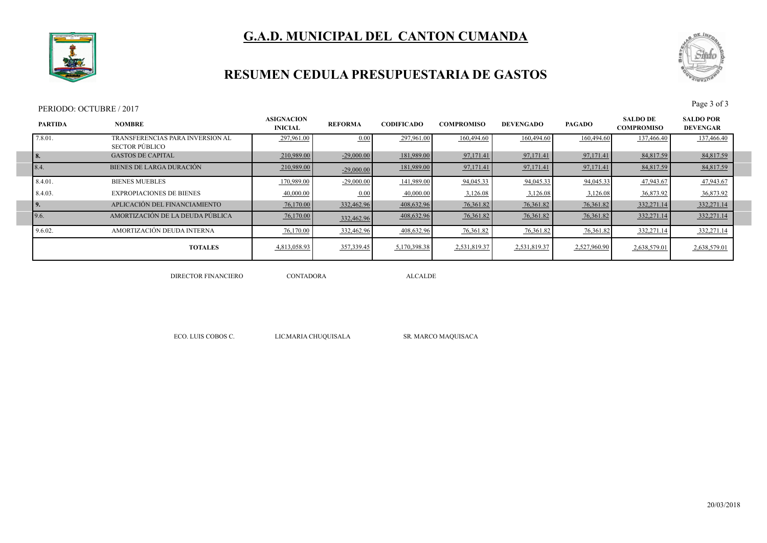# G.A.D. MUNICIPAL DEL CANTON CUMANDA

## RESUMEN CEDULA PRESUPUESTARIA DE GASTOS

PERIODO: OCTUBRE / 2017

| PARTIDA | NOMBRE | ASIGNACION INICIAL | REFORMA | CODIFICADO | COMPROMISO | DEVENGADO | PAGADO | SALDO DE COMPROMISO | SALDO POR DEVENGAR |
|---|---|---|---|---|---|---|---|---|---|
| 7.8.01. | TRANSFERENCIAS PARA INVERSION AL SECTOR PÚBLICO | 297,961.00 | 0.00 | 297,961.00 | 160,494.60 | 160,494.60 | 160,494.60 | 137,466.40 | 137,466.40 |
| 8. | GASTOS DE CAPITAL | 210,989.00 | -29,000.00 | 181,989.00 | 97,171.41 | 97,171.41 | 97,171.41 | 84,817.59 | 84,817.59 |
| 8.4. | BIENES DE LARGA DURACIÓN | 210,989.00 | -29,000.00 | 181,989.00 | 97,171.41 | 97,171.41 | 97,171.41 | 84,817.59 | 84,817.59 |
| 8.4.01. | BIENES MUEBLES | 170,989.00 | -29,000.00 | 141,989.00 | 94,045.33 | 94,045.33 | 94,045.33 | 47,943.67 | 47,943.67 |
| 8.4.03. | EXPROPIACIONES DE BIENES | 40,000.00 | 0.00 | 40,000.00 | 3,126.08 | 3,126.08 | 3,126.08 | 36,873.92 | 36,873.92 |
| 9. | APLICACIÓN DEL FINANCIAMIENTO | 76,170.00 | 332,462.96 | 408,632.96 | 76,361.82 | 76,361.82 | 76,361.82 | 332,271.14 | 332,271.14 |
| 9.6. | AMORTIZACIÓN DE LA DEUDA PÚBLICA | 76,170.00 | 332,462.96 | 408,632.96 | 76,361.82 | 76,361.82 | 76,361.82 | 332,271.14 | 332,271.14 |
| 9.6.02. | AMORTIZACIÓN DEUDA INTERNA | 76,170.00 | 332,462.96 | 408,632.96 | 76,361.82 | 76,361.82 | 76,361.82 | 332,271.14 | 332,271.14 |
| | **TOTALES** | 4,813,058.93 | 357,339.45 | 5,170,398.38 | 2,531,819.37 | 2,531,819.37 | 2,527,960.90 | 2,638,579.01 | 2,638,579.01 |

| DIRECTOR FINANCIERO | CONTADORA | ALCALDE |
|---|---|---|
| ECO. LUIS COBOS C. | LIC.MARIA CHUQUISALA | SR. MARCO MAQUISACA |

20/03/2018